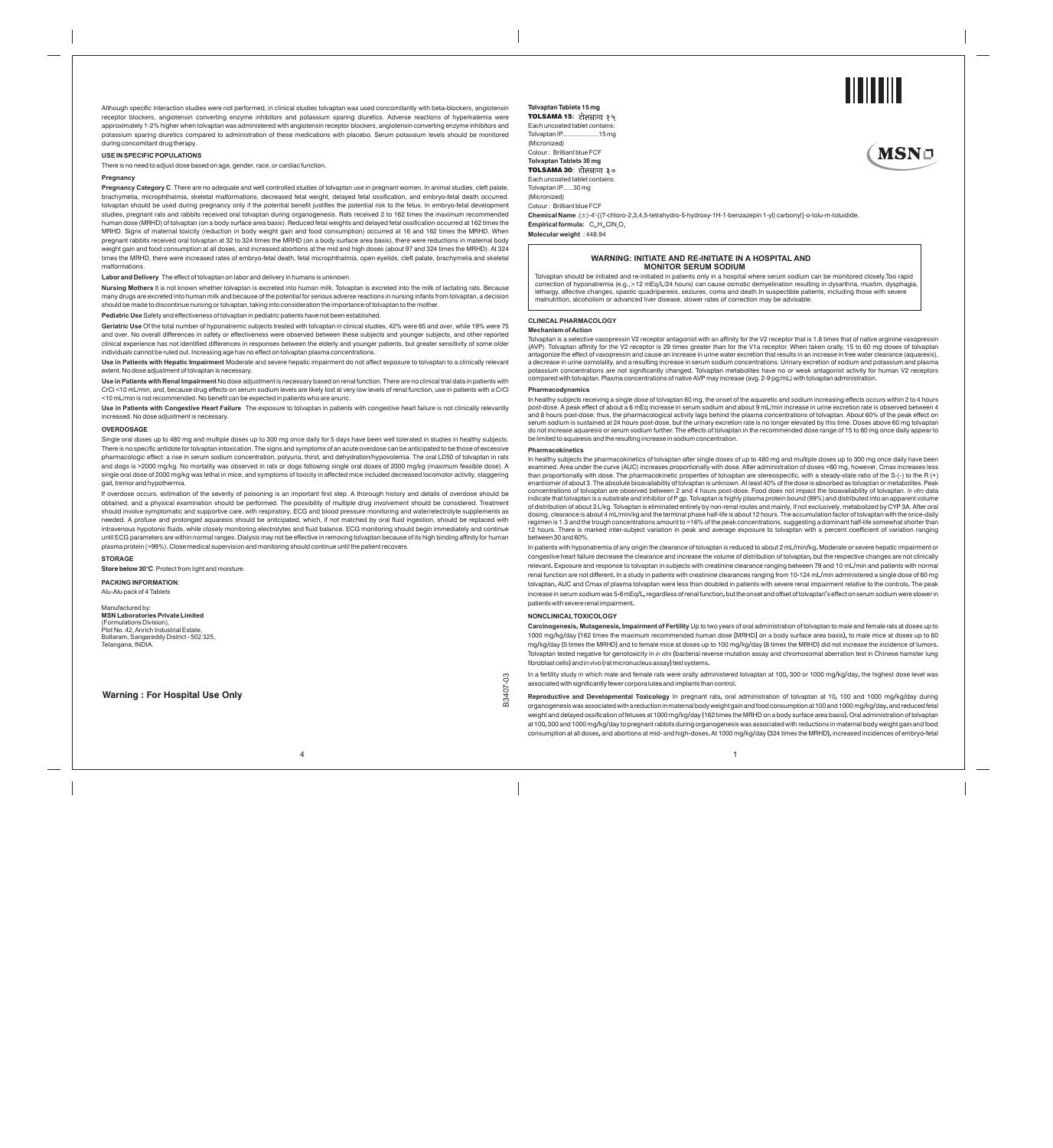**Tolvaptan Tablets 15 mg**

**TOLSAMA 15:** टोलसामा १५

Each uncoated tablet contains:

Tolvaptan IP....................15 mg

(Micronized)

Colour : Brilliant blue FCF

**Tolvaptan Tablets 30 mg**

**TOLSAMA 30:** टोलसामा ३०

Each uncoated tablet contains:

Tolvaptan IP......30 mg

(Micronized)

Colour : Brilliant blue FCF

**Chemical Name** :(±)-4'-[(7-chloro-2,3,4,5-tetrahydro-5-hydroxy-1H-1-benzazepin 1-yl) carbonyl]-o-tolu-m-toluidide.

**Empirical formula:** $C_{26}H_{25}ClN_2O_3$

**Molecular weight** : 448.94

## WARNING: INITIATE AND RE-INITIATE IN A HOSPITAL AND MONITOR SERUM SODIUM

Tolvaptan should be initiated and re-initiated in patients only in a hospital where serum sodium can be monitored closely.Too rapid correction of hyponatremia (e.g.,>12 mEq/L/24 hours) can cause osmotic demyelination resulting in dysarthria, mustim, dysphagia, lethargy, affective changes, spastic quadriparesis, seziures, coma and death.In suspectible patients, including those with severe malnutrition, alcoholism or advanced liver disease, slower rates of correction may be advisable.

## CLINICAL PHARMACOLOGY

### Mechanism of Action

Tolvaptan is a selective vasopressin V2 receptor antagonist with an affinity for the V2 receptor that is 1.8 times that of native arginine vasopressin (AVP). Tolvaptan affinity for the V2 receptor is 29 times greater than for the V1a receptor. When taken orally, 15 to 60 mg doses of tolvaptan antagonize the effect of vasopressin and cause an increase in urine water excretion that results in an increase in free water clearance (aquaresis), a decrease in urine osmolality, and a resulting increase in serum sodium concentrations. Urinary excretion of sodium and potassium and plasma potassium concentrations are not significantly changed. Tolvaptan metabolites have no or weak antagonist activity for human V2 receptors compared with tolvaptan. Plasma concentrations of native AVP may increase (avg. 2-9 pg/mL) with tolvaptan administration.

### Pharmacodynamics

In healthy subjects receiving a single dose of tolvaptan 60 mg, the onset of the aquaretic and sodium increasing effects occurs within 2 to 4 hours post-dose. A peak effect of about a 6 mEq increase in serum sodium and about 9 mL/min increase in urine excretion rate is observed between 4 and 8 hours post-dose; thus, the pharmacological activity lags behind the plasma concentrations of tolvaptan. About 60% of the peak effect on serum sodium is sustained at 24 hours post-dose, but the urinary excretion rate is no longer elevated by this time. Doses above 60 mg tolvaptan do not increase aquaresis or serum sodium further. The effects of tolvaptan in the recommended dose range of 15 to 60 mg once daily appear to be limited to aquaresis and the resulting increase in sodium concentration.

### Pharmacokinetics

In healthy subjects the pharmacokinetics of tolvaptan after single doses of up to 480 mg and multiple doses up to 300 mg once daily have been examined. Area under the curve (AUC) increases proportionally with dose. After administration of doses ≥60 mg, however, Cmax increases less than proportionally with dose. The pharmacokinetic properties of tolvaptan are stereospecific, with a steady-state ratio of the S-(-) to the R (+) enantiomer of about 3. The absolute bioavailability of tolvaptan is unknown. At least 40% of the dose is absorbed as tolvaptan or metabolites. Peak concentrations of tolvaptan are observed between 2 and 4 hours post-dose. Food does not impact the bioavailability of tolvaptan. *In vitro* data indicate that tolvaptan is a substrate and inhibitor of P gp. Tolvaptan is highly plasma protein bound (99%) and distributed into an apparent volume of distribution of about 3 L/kg. Tolvaptan is eliminated entirely by non-renal routes and mainly, if not exclusively, metabolized by CYP 3A. After oral dosing, clearance is about 4 mL/min/kg and the terminal phase half-life is about 12 hours. The accumulation factor of tolvaptan with the once-daily regimen is 1.3 and the trough concentrations amount to ≈16% of the peak concentrations, suggesting a dominant half-life somewhat shorter than 12 hours. There is marked inter-subject variation in peak and average exposure to tolvaptan with a percent coefficient of variation ranging between 30 and 60%.

In patients with hyponatremia of any origin the clearance of tolvaptan is reduced to about 2 mL/min/kg. Moderate or severe hepatic impairment or congestive heart failure decrease the clearance and increase the volume of distribution of tolvaptan, but the respective changes are not clinically relevant. Exposure and response to tolvaptan in subjects with creatinine clearance ranging between 79 and 10 mL/min and patients with normal renal function are not different. In a study in patients with creatinine clearances ranging from 10-124 mL/min administered a single dose of 60 mg tolvaptan, AUC and Cmax of plasma tolvaptan were less than doubled in patients with severe renal impairment relative to the controls. The peak increase in serum sodium was 5-6 mEq/L, regardless of renal function, but the onset and offset of tolvaptan's effect on serum sodium were slower in patients with severe renal impairment.

## NONCLINICAL TOXICOLOGY

**Carcinogenesis, Mutagenesis, Impairment of Fertility** Up to two years of oral administration of tolvaptan to male and female rats at doses up to 1000 mg/kg/day (162 times the maximum recommended human dose [MRHD] on a body surface area basis), to male mice at doses up to 60 mg/kg/day (5 times the MRHD) and to female mice at doses up to 100 mg/kg/day (8 times the MRHD) did not increase the incidence of tumors. Tolvaptan tested negative for genotoxicity in *in vitro* (bacterial reverse mutation assay and chromosomal aberration test in Chinese hamster lung fibroblast cells) and in vivo (rat micronucleus assay) test systems.

In a fertility study in which male and female rats were orally administered tolvaptan at 100, 300 or 1000 mg/kg/day, the highest dose level was associated with significantly fewer corpora lutea and implants than control.

**Reproductive and Developmental Toxicology** In pregnant rats, oral administration of tolvaptan at 10, 100 and 1000 mg/kg/day during organogenesis was associated with a reduction in maternal body weight gain and food consumption at 100 and 1000 mg/kg/day, and reduced fetal weight and delayed ossification of fetuses at 1000 mg/kg/day (162 times the MRHD on a body surface area basis). Oral administration of tolvaptan at 100, 300 and 1000 mg/kg/day to pregnant rabbits during organogenesis was associated with reductions in maternal body weight gain and food consumption at all doses, and abortions at mid- and high-doses. At 1000 mg/kg/day (324 times the MRHD), increased incidences of embryo-fetal

Although specific interaction studies were not performed, in clinical studies tolvaptan was used concomitantly with beta-blockers, angiotensin receptor blockers, angiotensin converting enzyme inhibitors and potassium sparing diuretics. Adverse reactions of hyperkalemia were approximately 1-2% higher when tolvaptan was administered with angiotensin receptor blockers, angiotensin converting enzyme inhibitors and potassium sparing diuretics compared to administration of these medications with placebo. Serum potassium levels should be monitored during concomitant drug therapy.

## USE IN SPECIFIC POPULATIONS

There is no need to adjust dose based on age, gender, race, or cardiac function.

### Pregnancy

**Pregnancy Category C**. There are no adequate and well controlled studies of tolvaptan use in pregnant women. In animal studies, cleft palate, brachymelia, microphthalmia, skeletal malformations, decreased fetal weight, delayed fetal ossification, and embryo-fetal death occurred. tolvaptan should be used during pregnancy only if the potential benefit justifies the potential risk to the fetus. In embryo-fetal development studies, pregnant rats and rabbits received oral tolvaptan during organogenesis. Rats received 2 to 162 times the maximum recommended human dose (MRHD) of tolvaptan (on a body surface area basis). Reduced fetal weights and delayed fetal ossification occurred at 162 times the MRHD. Signs of maternal toxicity (reduction in body weight gain and food consumption) occurred at 16 and 162 times the MRHD. When pregnant rabbits received oral tolvaptan at 32 to 324 times the MRHD (on a body surface area basis), there were reductions in maternal body weight gain and food consumption at all doses, and increased abortions at the mid and high doses (about 97 and 324 times the MRHD). At 324 times the MRHD, there were increased rates of embryo-fetal death, fetal microphthalmia, open eyelids, cleft palate, brachymelia and skeletal malformations.

**Labor and Delivery** The effect of tolvaptan on labor and delivery in humans is unknown.

**Nursing Mothers** It is not known whether tolvaptan is excreted into human milk. Tolvaptan is excreted into the milk of lactating rats. Because many drugs are excreted into human milk and because of the potential for serious adverse reactions in nursing infants from tolvaptan, a decision should be made to discontinue nursing or tolvaptan, taking into consideration the importance of tolvaptan to the mother.

**Pediatric Use** Safety and effectiveness of tolvaptan in pediatric patients have not been established.

**Geriatric Use** Of the total number of hyponatremic subjects treated with tolvaptan in clinical studies, 42% were 65 and over, while 19% were 75 and over. No overall differences in safety or effectiveness were observed between these subjects and younger subjects, and other reported clinical experience has not identified differences in responses between the elderly and younger patients, but greater sensitivity of some older individuals cannot be ruled out. Increasing age has no effect on tolvaptan plasma concentrations.

**Use in Patients with Hepatic Impairment** Moderate and severe hepatic impairment do not affect exposure to tolvaptan to a clinically relevant extent. No dose adjustment of tolvaptan is necessary.

**Use in Patients with Renal Impairment** No dose adjustment is necessary based on renal function. There are no clinical trial data in patients with CrCl <10 mL/min, and, because drug effects on serum sodium levels are likely lost at very low levels of renal function, use in patients with a CrCl <10 mL/min is not recommended. No benefit can be expected in patients who are anuric.

**Use in Patients with Congestive Heart Failure** The exposure to tolvaptan in patients with congestive heart failure is not clinically relevantly increased. No dose adjustment is necessary.

## OVERDOSAGE

Single oral doses up to 480 mg and multiple doses up to 300 mg once daily for 5 days have been well tolerated in studies in healthy subjects. There is no specific antidote for tolvaptan intoxication. The signs and symptoms of an acute overdose can be anticipated to be those of excessive pharmacologic effect: a rise in serum sodium concentration, polyuria, thirst, and dehydration/hypovolemia. The oral LD50 of tolvaptan in rats and dogs is >2000 mg/kg. No mortality was observed in rats or dogs following single oral doses of 2000 mg/kg (maximum feasible dose). A single oral dose of 2000 mg/kg was lethal in mice, and symptoms of toxicity in affected mice included decreased locomotor activity, staggering gait, tremor and hypothermia.

If overdose occurs, estimation of the severity of poisoning is an important first step. A thorough history and details of overdose should be obtained, and a physical examination should be performed. The possibility of multiple drug involvement should be considered. Treatment should involve symptomatic and supportive care, with respiratory, ECG and blood pressure monitoring and water/electrolyte supplements as needed. A profuse and prolonged aquaresis should be anticipated, which, if not matched by oral fluid ingestion, should be replaced with intravenous hypotonic fluids, while closely monitoring electrolytes and fluid balance. ECG monitoring should begin immediately and continue until ECG parameters are within normal ranges. Dialysis may not be effective in removing tolvaptan because of its high binding affinity for human plasma protein (>99%). Close medical supervision and monitoring should continue until the patient recovers.

## STORAGE

**Store below 30°C**. Protect from light and moisture.

**PACKING INFORMATION**:

Alu-Alu pack of 4 Tablets

Manufactured by:
**MSN Laboratories Private Limited**
(Formulations Division),
Plot No. 42, Anrich Industrial Estate,
Bollaram, Sangareddy District - 502 325,
Telangana, INDIA.

**Warning : For Hospital Use Only**

B3407-03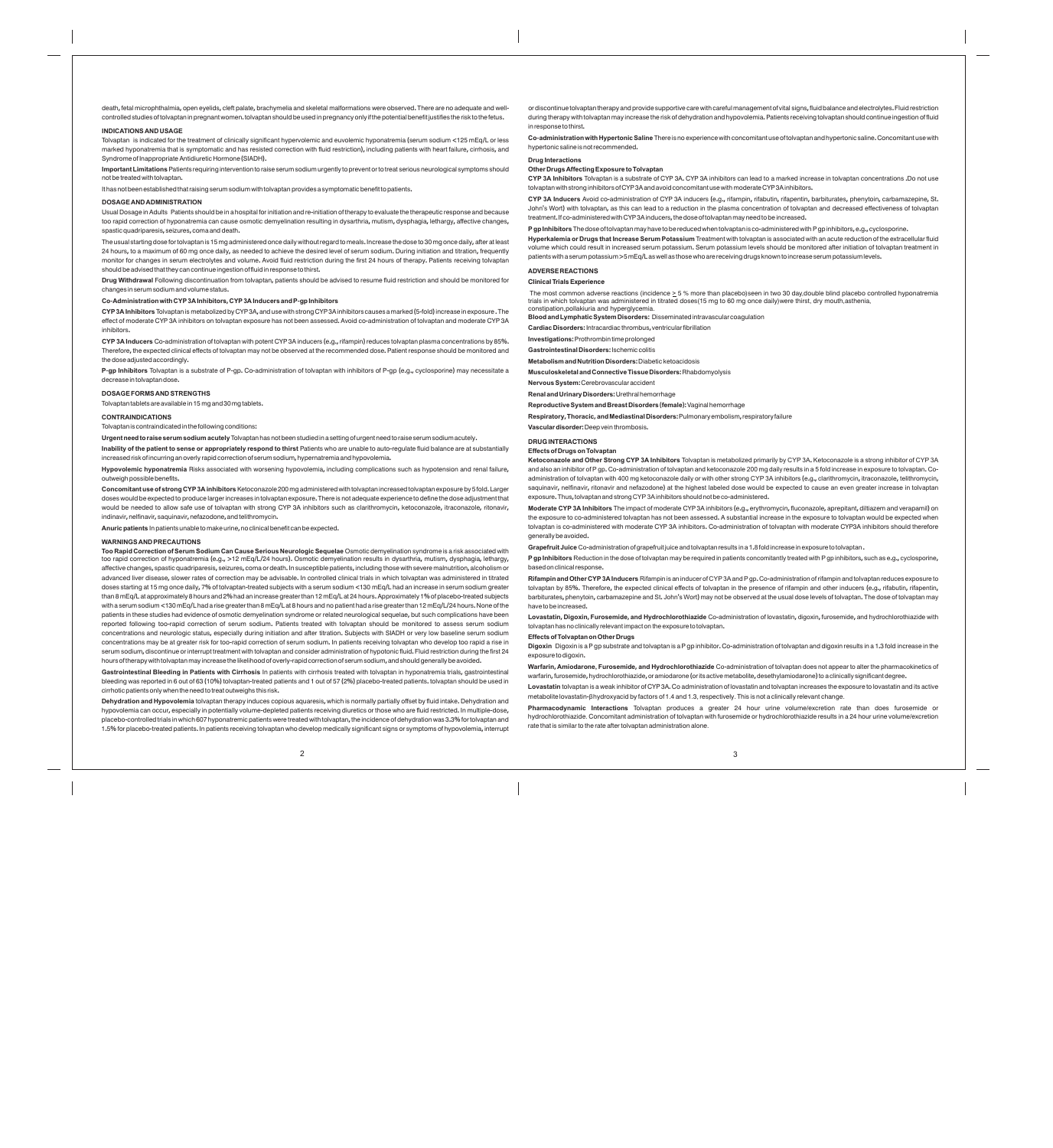death, fetal microphthalmia, open eyelids, cleft palate, brachymelia and skeletal malformations were observed. There are no adequate and well-controlled studies of tolvaptan in pregnant women. tolvaptan should be used in pregnancy only if the potential benefit justifies the risk to the fetus.

## INDICATIONS AND USAGE

Tolvaptan is indicated for the treatment of clinically significant hypervolemic and euvolemic hyponatremia (serum sodium <125 mEq/L or less marked hyponatremia that is symptomatic and has resisted correction with fluid restriction), including patients with heart failure, cirrhosis, and Syndrome of Inappropriate Antidiuretic Hormone (SIADH).

**Important Limitations** Patients requiring intervention to raise serum sodium urgently to prevent or to treat serious neurological symptoms should not be treated with tolvaptan.

It has not been established that raising serum sodium with tolvaptan provides a symptomatic benefit to patients.

## DOSAGE AND ADMINISTRATION

Usual Dosage in Adults Patients should be in a hospital for initiation and re-initiation of therapy to evaluate the therapeutic response and because too rapid correction of hyponatremia can cause osmotic demyelination resulting in dysarthria, mutism, dysphagia, lethargy, affective changes, spastic quadriparesis, seizures, coma and death.

The usual starting dose for tolvaptan is 15 mg administered once daily without regard to meals. Increase the dose to 30 mg once daily, after at least 24 hours, to a maximum of 60 mg once daily, as needed to achieve the desired level of serum sodium. During initiation and titration, frequently monitor for changes in serum electrolytes and volume. Avoid fluid restriction during the first 24 hours of therapy. Patients receiving tolvaptan should be advised that they can continue ingestion of fluid in response to thirst.

**Drug Withdrawal** Following discontinuation from tolvaptan, patients should be advised to resume fluid restriction and should be monitored for changes in serum sodium and volume status.

### Co-Administration with CYP 3A Inhibitors, CYP 3A Inducers and P-gp Inhibitors

**CYP 3A Inhibitors** Tolvaptan is metabolized by CYP 3A, and use with strong CYP 3A inhibitors causes a marked (5-fold) increase in exposure. The effect of moderate CYP 3A inhibitors on tolvaptan exposure has not been assessed. Avoid co-administration of tolvaptan and moderate CYP 3A inhibitors.

**CYP 3A Inducers** Co-administration of tolvaptan with potent CYP 3A inducers (e.g., rifampin) reduces tolvaptan plasma concentrations by 85%. Therefore, the expected clinical effects of tolvaptan may not be observed at the recommended dose. Patient response should be monitored and the dose adjusted accordingly.

**P-gp Inhibitors** Tolvaptan is a substrate of P-gp. Co-administration of tolvaptan with inhibitors of P-gp (e.g., cyclosporine) may necessitate a decrease in tolvaptan dose.

## DOSAGE FORMS AND STRENGTHS

Tolvaptan tablets are available in 15 mg and 30 mg tablets.

## CONTRAINDICATIONS

Tolvaptan is contraindicated in the following conditions:

**Urgent need to raise serum sodium acutely** Tolvaptan has not been studied in a setting of urgent need to raise serum sodium acutely.

**Inability of the patient to sense or appropriately respond to thirst** Patients who are unable to auto-regulate fluid balance are at substantially increased risk of incurring an overly rapid correction of serum sodium, hypernatremia and hypovolemia.

**Hypovolemic hyponatremia** Risks associated with worsening hypovolemia, including complications such as hypotension and renal failure, outweigh possible benefits.

**Concomitant use of strong CYP 3A inhibitors** Ketoconazole 200 mg administered with tolvaptan increased tolvaptan exposure by 5 fold. Larger doses would be expected to produce larger increases in tolvaptan exposure. There is not adequate experience to define the dose adjustment that would be needed to allow safe use of tolvaptan with strong CYP 3A inhibitors such as clarithromycin, ketoconazole, itraconazole, ritonavir, indinavir, nelfinavir, saquinavir, nefazodone, and telithromycin.

**Anuric patients** In patients unable to make urine, no clinical benefit can be expected.

## WARNINGS AND PRECAUTIONS

**Too Rapid Correction of Serum Sodium Can Cause Serious Neurologic Sequelae** Osmotic demyelination syndrome is a risk associated with too rapid correction of hyponatremia (e.g., >12 mEq/L/24 hours). Osmotic demyelination results in dysarthria, mutism, dysphagia, lethargy, affective changes, spastic quadriparesis, seizures, coma or death. In susceptible patients, including those with severe malnutrition, alcoholism or advanced liver disease, slower rates of correction may be advisable. In controlled clinical trials in which tolvaptan was administered in titrated doses starting at 15 mg once daily, 7% of tolvaptan-treated subjects with a serum sodium <130 mEq/L had an increase in serum sodium greater than 8 mEq/L at approximately 8 hours and 2% had an increase greater than 12 mEq/L at 24 hours. Approximately 1% of placebo-treated subjects with a serum sodium <130 mEq/L had a rise greater than 8 mEq/L at 8 hours and no patient had a rise greater than 12 mEq/L/24 hours. None of the patients in these studies had evidence of osmotic demyelination syndrome or related neurological sequelae, but such complications have been reported following too-rapid correction of serum sodium. Patients treated with tolvaptan should be monitored to assess serum sodium concentrations and neurologic status, especially during initiation and after titration. Subjects with SIADH or very low baseline serum sodium concentrations may be at greater risk for too-rapid correction of serum sodium. In patients receiving tolvaptan who develop too rapid a rise in serum sodium, discontinue or interrupt treatment with tolvaptan and consider administration of hypotonic fluid. Fluid restriction during the first 24 hours of therapy with tolvaptan may increase the likelihood of overly-rapid correction of serum sodium, and should generally be avoided.

**Gastrointestinal Bleeding in Patients with Cirrhosis** In patients with cirrhosis treated with tolvaptan in hyponatremia trials, gastrointestinal bleeding was reported in 6 out of 63 (10%) tolvaptan-treated patients and 1 out of 57 (2%) placebo-treated patients. tolvaptan should be used in cirrhotic patients only when the need to treat outweighs this risk.

**Dehydration and Hypovolemia** tolvaptan therapy induces copious aquaresis, which is normally partially offset by fluid intake. Dehydration and hypovolemia can occur, especially in potentially volume-depleted patients receiving diuretics or those who are fluid restricted. In multiple-dose, placebo-controlled trials in which 607 hyponatremic patients were treated with tolvaptan, the incidence of dehydration was 3.3% for tolvaptan and 1.5% for placebo-treated patients. In patients receiving tolvaptan who develop medically significant signs or symptoms of hypovolemia, interrupt or discontinue tolvaptan therapy and provide supportive care with careful management of vital signs, fluid balance and electrolytes. Fluid restriction during therapy with tolvaptan may increase the risk of dehydration and hypovolemia. Patients receiving tolvaptan should continue ingestion of fluid in response to thirst.

**Co-administration with Hypertonic Saline** There is no experience with concomitant use of tolvaptan and hypertonic saline. Concomitant use with hypertonic saline is not recommended.

### Drug Interactions

**Other Drugs Affecting Exposure to Tolvaptan**

**CYP 3A Inhibitors** Tolvaptan is a substrate of CYP 3A. CYP 3A inhibitors can lead to a marked increase in tolvaptan concentrations .Do not use tolvaptan with strong inhibitors of CYP 3A and avoid concomitant use with moderate CYP 3A inhibitors.

**CYP 3A Inducers** Avoid co-administration of CYP 3A inducers (e.g., rifampin, rifabutin, rifapentin, barbiturates, phenytoin, carbamazepine, St. John's Wort) with tolvaptan, as this can lead to a reduction in the plasma concentration of tolvaptan and decreased effectiveness of tolvaptan treatment. If co-administered with CYP 3A inducers, the dose of tolvaptan may need to be increased.

**P gp Inhibitors** The dose of tolvaptan may have to be reduced when tolvaptan is co-administered with P gp inhibitors, e.g., cyclosporine.

**Hyperkalemia or Drugs that Increase Serum Potassium** Treatment with tolvaptan is associated with an acute reduction of the extracellular fluid volume which could result in increased serum potassium. Serum potassium levels should be monitored after initiation of tolvaptan treatment in patients with a serum potassium >5 mEq/L as well as those who are receiving drugs known to increase serum potassium levels.

## ADVERSE REACTIONS

### Clinical Trials Experience

The most common adverse reactions (incidence $\geq$ 5 % more than placebo)seen in two 30 day,double blind placebo controlled hyponatremia trials in which tolvaptan was administered in titrated doses(15 mg to 60 mg once daily)were thirst, dry mouth,asthenia, constipation,pollakiuria and hyperglycemia.

**Blood and Lymphatic System Disorders:** Disseminated intravascular coagulation

**Cardiac Disorders:** Intracardiac thrombus, ventricular fibrillation

**Investigations:** Prothrombin time prolonged

**Gastrointestinal Disorders:** Ischemic colitis

**Metabolism and Nutrition Disorders:** Diabetic ketoacidosis

**Musculoskeletal and Connective Tissue Disorders:** Rhabdomyolysis

**Nervous System:** Cerebrovascular accident

**Renal and Urinary Disorders:** Urethral hemorrhage

**Reproductive System and Breast Disorders (female):** Vaginal hemorrhage

**Respiratory, Thoracic, and Mediastinal Disorders:** Pulmonary embolism, respiratory failure

**Vascular disorder:** Deep vein thrombosis.

## DRUG INTERACTIONS

### Effects of Drugs on Tolvaptan

**Ketoconazole and Other Strong CYP 3A Inhibitors** Tolvaptan is metabolized primarily by CYP 3A. Ketoconazole is a strong inhibitor of CYP 3A and also an inhibitor of P gp. Co-administration of tolvaptan and ketoconazole 200 mg daily results in a 5 fold increase in exposure to tolvaptan. Co-administration of tolvaptan with 400 mg ketoconazole daily or with other strong CYP 3A inhibitors (e.g., clarithromycin, itraconazole, telithromycin, saquinavir, nelfinavir, ritonavir and nefazodone) at the highest labeled dose would be expected to cause an even greater increase in tolvaptan exposure. Thus, tolvaptan and strong CYP 3A inhibitors should not be co-administered.

**Moderate CYP 3A Inhibitors** The impact of moderate CYP 3A inhibitors (e.g., erythromycin, fluconazole, aprepitant, diltiazem and verapamil) on the exposure to co-administered tolvaptan has not been assessed. A substantial increase in the exposure to tolvaptan would be expected when tolvaptan is co-administered with moderate CYP 3A inhibitors. Co-administration of tolvaptan with moderate CYP3A inhibitors should therefore generally be avoided.

**Grapefruit Juice** Co-administration of grapefruit juice and tolvaptan results in a 1.8 fold increase in exposure to tolvaptan .

**P gp Inhibitors** Reduction in the dose of tolvaptan may be required in patients concomitantly treated with P gp inhibitors, such as e.g., cyclosporine, based on clinical response.

**Rifampin and Other CYP 3A Inducers** Rifampin is an inducer of CYP 3A and P gp. Co-administration of rifampin and tolvaptan reduces exposure to tolvaptan by 85%. Therefore, the expected clinical effects of tolvaptan in the presence of rifampin and other inducers (e.g., rifabutin, rifapentin, barbiturates, phenytoin, carbamazepine and St. John's Wort) may not be observed at the usual dose levels of tolvaptan. The dose of tolvaptan may have to be increased.

**Lovastatin, Digoxin, Furosemide, and Hydrochlorothiazide** Co-administration of lovastatin, digoxin, furosemide, and hydrochlorothiazide with tolvaptan has no clinically relevant impact on the exposure to tolvaptan.

### Effects of Tolvaptan on Other Drugs

**Digoxin** Digoxin is a P gp substrate and tolvaptan is a P gp inhibitor. Co-administration of tolvaptan and digoxin results in a 1.3 fold increase in the exposure to digoxin.

**Warfarin, Amiodarone, Furosemide, and Hydrochlorothiazide** Co-administration of tolvaptan does not appear to alter the pharmacokinetics of warfarin, furosemide, hydrochlorothiazide, or amiodarone (or its active metabolite, desethylamiodarone) to a clinically significant degree.

**Lovastatin** tolvaptan is a weak inhibitor of CYP 3A. Co administration of lovastatin and tolvaptan increases the exposure to lovastatin and its active metabolite lovastatin-βhydroxyacid by factors of 1.4 and 1.3, respectively. This is not a clinically relevant change.

**Pharmacodynamic Interactions** Tolvaptan produces a greater 24 hour urine volume/excretion rate than does furosemide or hydrochlorothiazide. Concomitant administration of tolvaptan with furosemide or hydrochlorothiazide results in a 24 hour urine volume/excretion rate that is similar to the rate after tolvaptan administration alone.